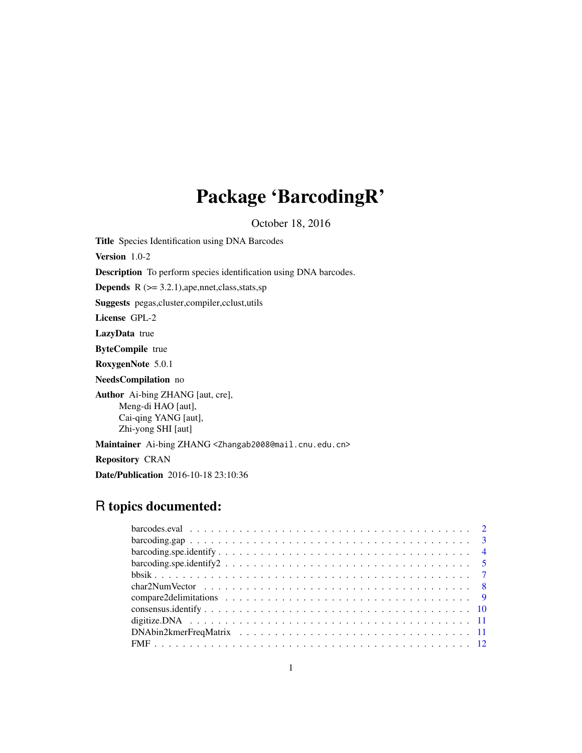# Package 'BarcodingR'

October 18, 2016

**Title** Species Identification using DNA Barcodes

**Version** 1.0-2

**Description** To perform species identification using DNA barcodes.

**Depends** R (>= 3.2.1),ape,nnet,class,stats,sp

**Suggests** pegas,cluster,compiler,cclust,utils

**License** GPL-2

**LazyData** true

**ByteCompile** true

**RoxygenNote** 5.0.1

**NeedsCompilation** no

**Author** Ai-bing ZHANG [aut, cre],
Meng-di HAO [aut],
Cai-qing YANG [aut],
Zhi-yong SHI [aut]

**Maintainer** Ai-bing ZHANG <Zhangab2008@mail.cnu.edu.cn>

**Repository** CRAN

**Date/Publication** 2016-10-18 23:10:36

## R topics documented:

- barcodes.eval . . . . . . . . . . . . . . . . . . . . . . . . . . . . . . . . . . . . . . 2
- barcoding.gap . . . . . . . . . . . . . . . . . . . . . . . . . . . . . . . . . . . . . . 3
- barcoding.spe.identify . . . . . . . . . . . . . . . . . . . . . . . . . . . . . . . . . . 4
- barcoding.spe.identify2 . . . . . . . . . . . . . . . . . . . . . . . . . . . . . . . . . 5
- bbsik . . . . . . . . . . . . . . . . . . . . . . . . . . . . . . . . . . . . . . . . . . 7
- char2NumVector . . . . . . . . . . . . . . . . . . . . . . . . . . . . . . . . . . . . 8
- compare2delimitations . . . . . . . . . . . . . . . . . . . . . . . . . . . . . . . . . 9
- consensus.identify . . . . . . . . . . . . . . . . . . . . . . . . . . . . . . . . . . . . 10
- digitize.DNA . . . . . . . . . . . . . . . . . . . . . . . . . . . . . . . . . . . . . . 11
- DNAbin2kmerFreqMatrix . . . . . . . . . . . . . . . . . . . . . . . . . . . . . . . . 11
- FMF . . . . . . . . . . . . . . . . . . . . . . . . . . . . . . . . . . . . . . . . . . 12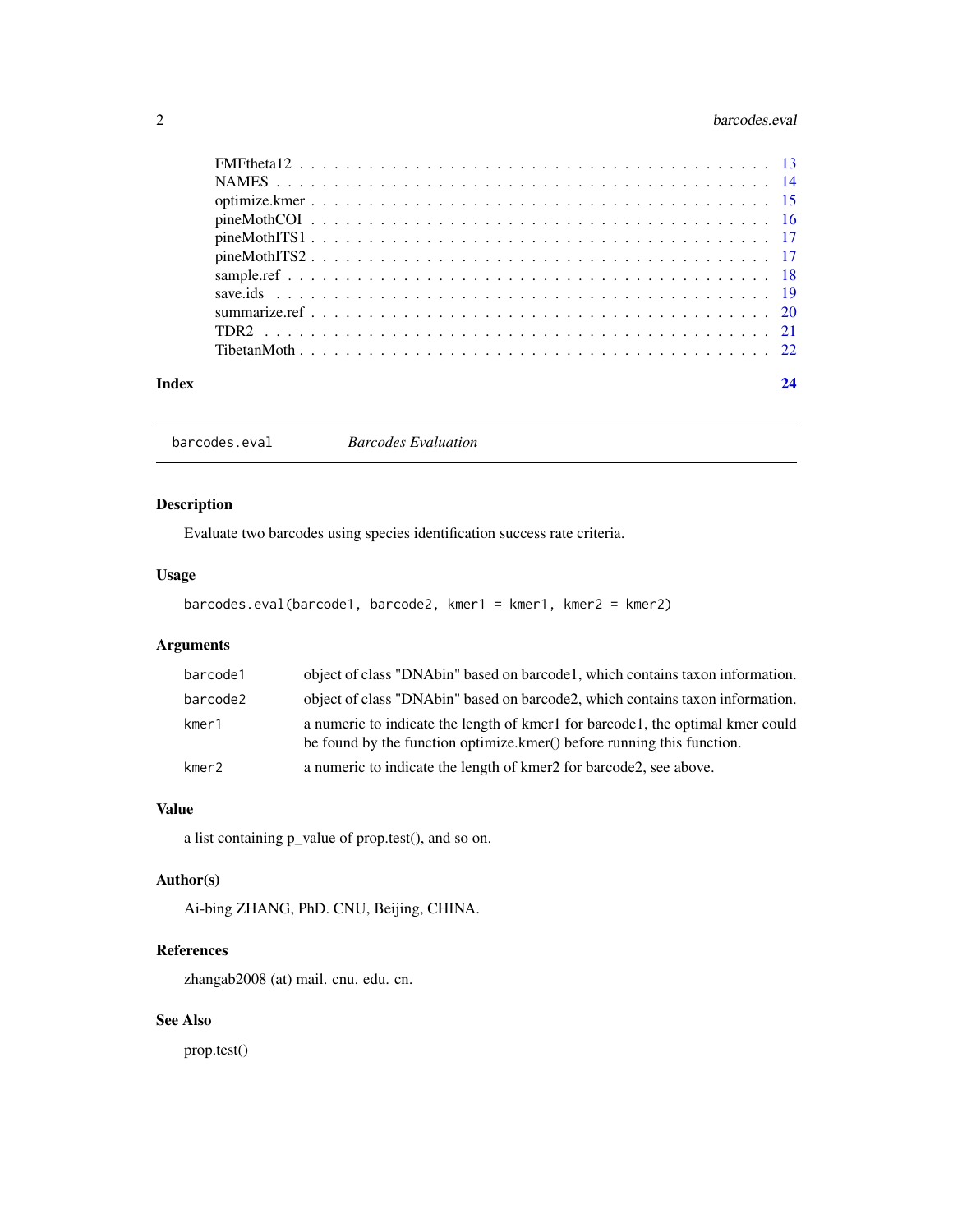| | |
|---|---|
| FMFtheta12 | 13 |
| NAMES | 14 |
| optimize.kmer | 15 |
| pineMothCOI | 16 |
| pineMothITS1 | 17 |
| pineMothITS2 | 17 |
| sample.ref | 18 |
| save.ids | 19 |
| summarize.ref | 20 |
| TDR2 | 21 |
| TibetanMoth | 22 |

**Index** 24

---

## barcodes.eval *Barcodes Evaluation*

---

### Description

Evaluate two barcodes using species identification success rate criteria.

### Usage

```
barcodes.eval(barcode1, barcode2, kmer1 = kmer1, kmer2 = kmer2)
```

### Arguments

| | |
|---|---|
| barcode1 | object of class "DNAbin" based on barcode1, which contains taxon information. |
| barcode2 | object of class "DNAbin" based on barcode2, which contains taxon information. |
| kmer1 | a numeric to indicate the length of kmer1 for barcode1, the optimal kmer could be found by the function optimize.kmer() before running this function. |
| kmer2 | a numeric to indicate the length of kmer2 for barcode2, see above. |

### Value

a list containing p_value of prop.test(), and so on.

### Author(s)

Ai-bing ZHANG, PhD. CNU, Beijing, CHINA.

### References

zhangab2008 (at) mail. cnu. edu. cn.

### See Also

prop.test()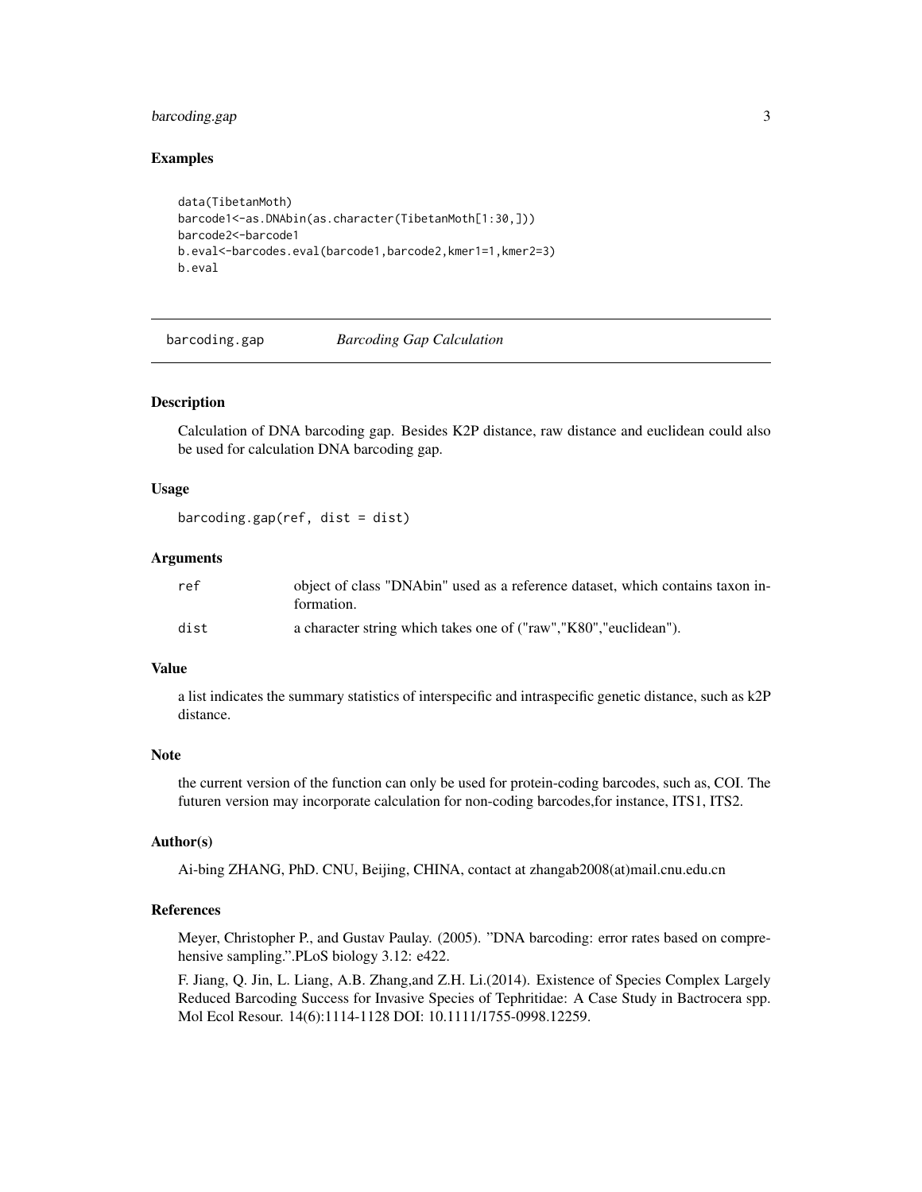### Examples

```
data(TibetanMoth)
barcode1<-as.DNAbin(as.character(TibetanMoth[1:30,]))
barcode2<-barcode1
b.eval<-barcodes.eval(barcode1,barcode2,kmer1=1,kmer2=3)
b.eval
```

---

## barcoding.gap *Barcoding Gap Calculation*

---

### Description

Calculation of DNA barcoding gap. Besides K2P distance, raw distance and euclidean could also be used for calculation DNA barcoding gap.

### Usage

```
barcoding.gap(ref, dist = dist)
```

### Arguments

| | |
|---|---|
| ref | object of class "DNAbin" used as a reference dataset, which contains taxon information. |
| dist | a character string which takes one of ("raw","K80","euclidean"). |

### Value

a list indicates the summary statistics of interspecific and intraspecific genetic distance, such as k2P distance.

### Note

the current version of the function can only be used for protein-coding barcodes, such as, COI. The futuren version may incorporate calculation for non-coding barcodes,for instance, ITS1, ITS2.

### Author(s)

Ai-bing ZHANG, PhD. CNU, Beijing, CHINA, contact at zhangab2008(at)mail.cnu.edu.cn

### References

Meyer, Christopher P., and Gustav Paulay. (2005). "DNA barcoding: error rates based on comprehensive sampling.".PLoS biology 3.12: e422.

F. Jiang, Q. Jin, L. Liang, A.B. Zhang,and Z.H. Li.(2014). Existence of Species Complex Largely Reduced Barcoding Success for Invasive Species of Tephritidae: A Case Study in Bactrocera spp. Mol Ecol Resour. 14(6):1114-1128 DOI: 10.1111/1755-0998.12259.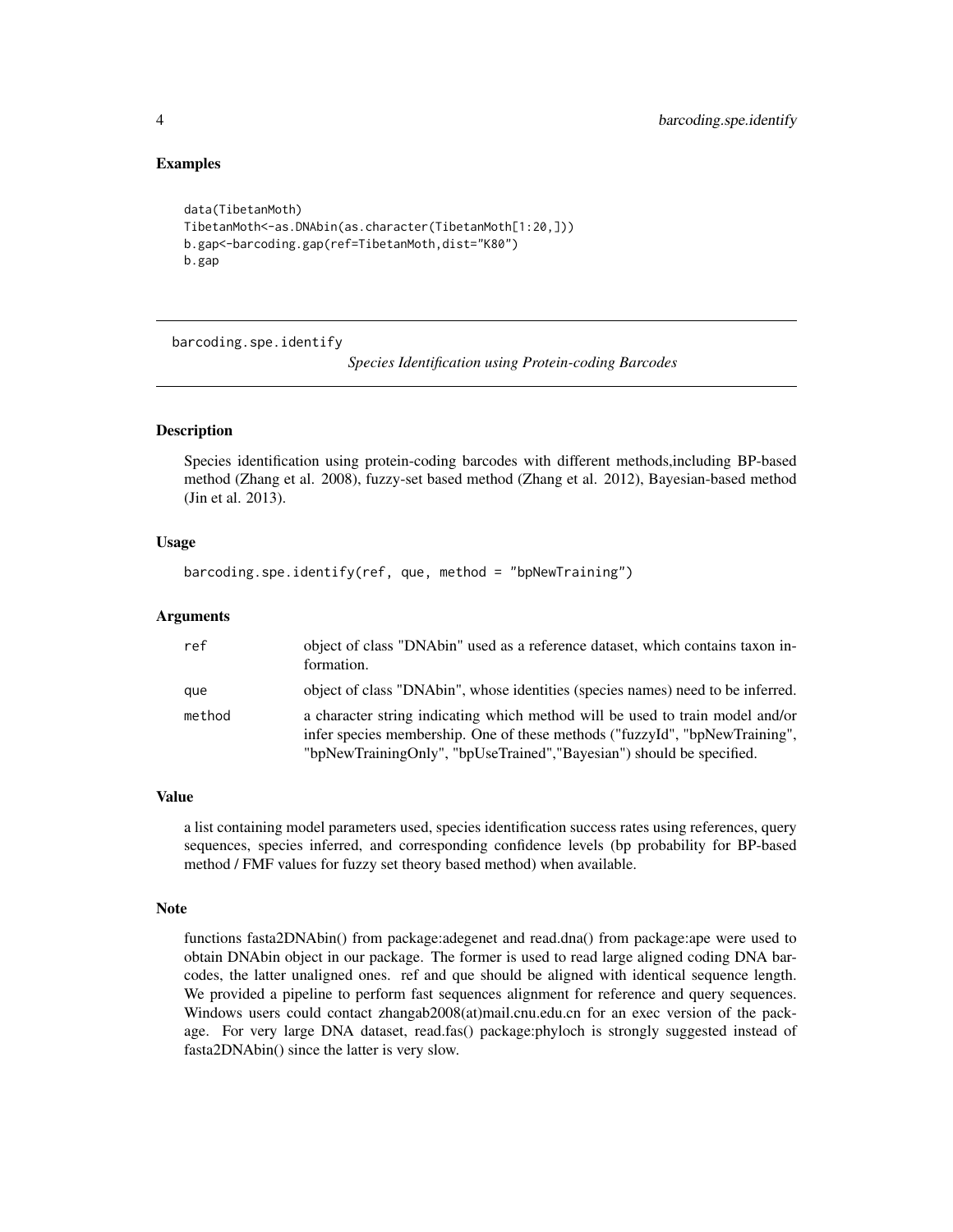## Examples

```
data(TibetanMoth)
TibetanMoth<-as.DNAbin(as.character(TibetanMoth[1:20,]))
b.gap<-barcoding.gap(ref=TibetanMoth,dist="K80")
b.gap
```

---

barcoding.spe.identify *Species Identification using Protein-coding Barcodes*

---

### Description

Species identification using protein-coding barcodes with different methods,including BP-based method (Zhang et al. 2008), fuzzy-set based method (Zhang et al. 2012), Bayesian-based method (Jin et al. 2013).

### Usage

```
barcoding.spe.identify(ref, que, method = "bpNewTraining")
```

### Arguments

| | |
|---|---|
| ref | object of class "DNAbin" used as a reference dataset, which contains taxon information. |
| que | object of class "DNAbin", whose identities (species names) need to be inferred. |
| method | a character string indicating which method will be used to train model and/or infer species membership. One of these methods ("fuzzyId", "bpNewTraining", "bpNewTrainingOnly", "bpUseTrained","Bayesian") should be specified. |

### Value

a list containing model parameters used, species identification success rates using references, query sequences, species inferred, and corresponding confidence levels (bp probability for BP-based method / FMF values for fuzzy set theory based method) when available.

### Note

functions fasta2DNAbin() from package:adegenet and read.dna() from package:ape were used to obtain DNAbin object in our package. The former is used to read large aligned coding DNA barcodes, the latter unaligned ones. ref and que should be aligned with identical sequence length. We provided a pipeline to perform fast sequences alignment for reference and query sequences. Windows users could contact zhangab2008(at)mail.cnu.edu.cn for an exec version of the package. For very large DNA dataset, read.fas() package:phyloch is strongly suggested instead of fasta2DNAbin() since the latter is very slow.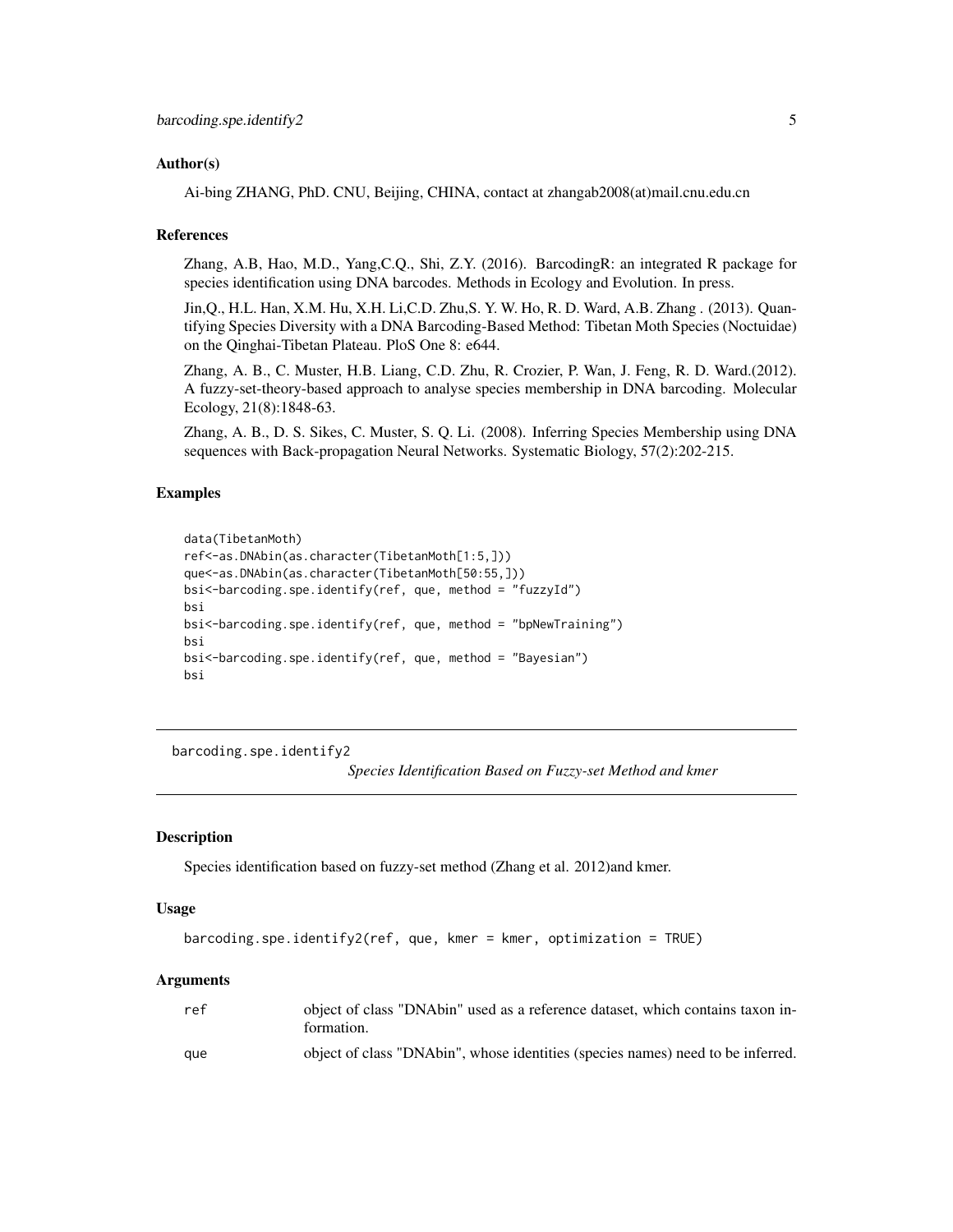### Author(s)

Ai-bing ZHANG, PhD. CNU, Beijing, CHINA, contact at zhangab2008(at)mail.cnu.edu.cn

### References

Zhang, A.B, Hao, M.D., Yang,C.Q., Shi, Z.Y. (2016). BarcodingR: an integrated R package for species identification using DNA barcodes. Methods in Ecology and Evolution. In press.

Jin,Q., H.L. Han, X.M. Hu, X.H. Li,C.D. Zhu,S. Y. W. Ho, R. D. Ward, A.B. Zhang . (2013). Quantifying Species Diversity with a DNA Barcoding-Based Method: Tibetan Moth Species (Noctuidae) on the Qinghai-Tibetan Plateau. PloS One 8: e644.

Zhang, A. B., C. Muster, H.B. Liang, C.D. Zhu, R. Crozier, P. Wan, J. Feng, R. D. Ward.(2012). A fuzzy-set-theory-based approach to analyse species membership in DNA barcoding. Molecular Ecology, 21(8):1848-63.

Zhang, A. B., D. S. Sikes, C. Muster, S. Q. Li. (2008). Inferring Species Membership using DNA sequences with Back-propagation Neural Networks. Systematic Biology, 57(2):202-215.

### Examples

```
data(TibetanMoth)
ref<-as.DNAbin(as.character(TibetanMoth[1:5,]))
que<-as.DNAbin(as.character(TibetanMoth[50:55,]))
bsi<-barcoding.spe.identify(ref, que, method = "fuzzyId")
bsi
bsi<-barcoding.spe.identify(ref, que, method = "bpNewTraining")
bsi
bsi<-barcoding.spe.identify(ref, que, method = "Bayesian")
bsi
```

---

## barcoding.spe.identify2 — *Species Identification Based on Fuzzy-set Method and kmer*

---

### Description

Species identification based on fuzzy-set method (Zhang et al. 2012)and kmer.

### Usage

```
barcoding.spe.identify2(ref, que, kmer = kmer, optimization = TRUE)
```

### Arguments

| | |
|---|---|
| ref | object of class "DNAbin" used as a reference dataset, which contains taxon information. |
| que | object of class "DNAbin", whose identities (species names) need to be inferred. |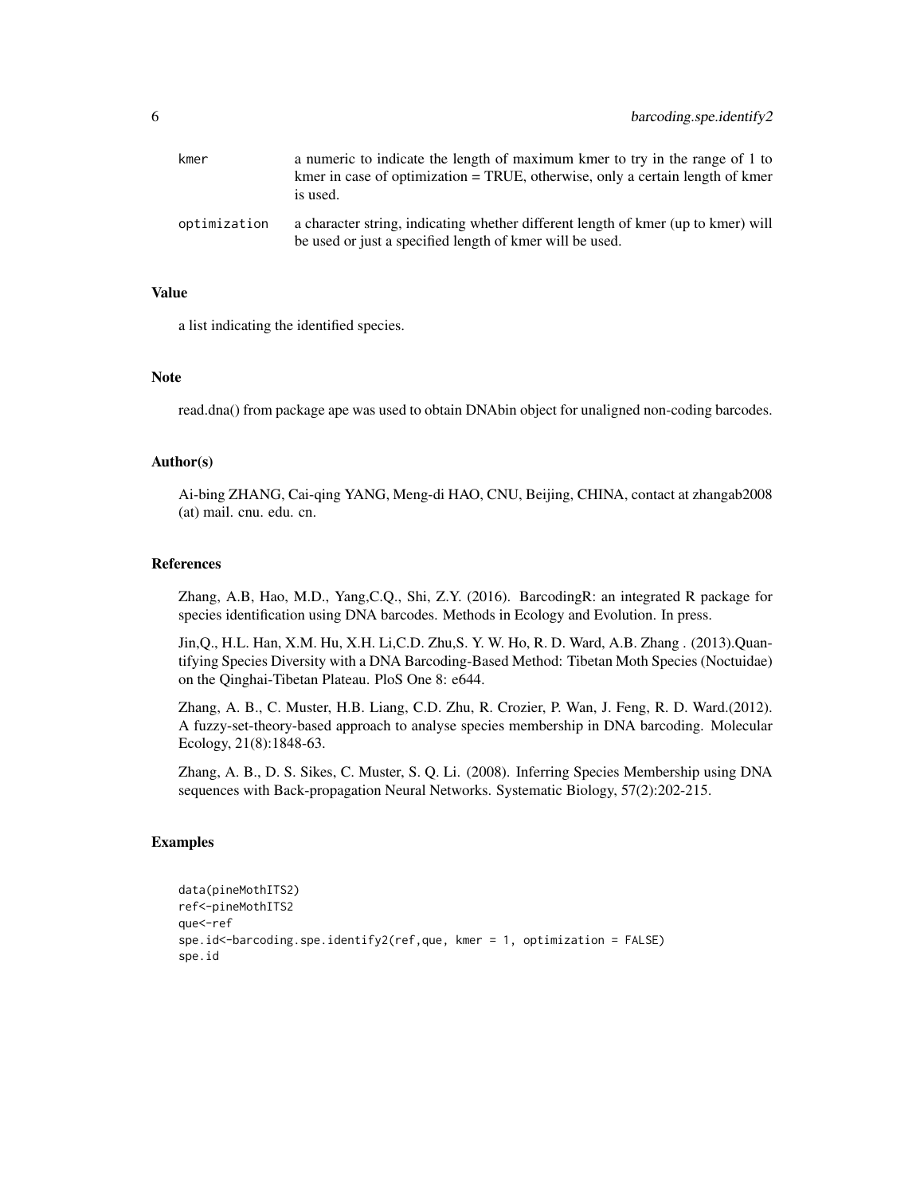| | |
|---|---|
| kmer | a numeric to indicate the length of maximum kmer to try in the range of 1 to kmer in case of optimization = TRUE, otherwise, only a certain length of kmer is used. |
| optimization | a character string, indicating whether different length of kmer (up to kmer) will be used or just a specified length of kmer will be used. |

### Value

a list indicating the identified species.

### Note

read.dna() from package ape was used to obtain DNAbin object for unaligned non-coding barcodes.

### Author(s)

Ai-bing ZHANG, Cai-qing YANG, Meng-di HAO, CNU, Beijing, CHINA, contact at zhangab2008 (at) mail. cnu. edu. cn.

### References

Zhang, A.B, Hao, M.D., Yang,C.Q., Shi, Z.Y. (2016). BarcodingR: an integrated R package for species identification using DNA barcodes. Methods in Ecology and Evolution. In press.

Jin,Q., H.L. Han, X.M. Hu, X.H. Li,C.D. Zhu,S. Y. W. Ho, R. D. Ward, A.B. Zhang . (2013).Quantifying Species Diversity with a DNA Barcoding-Based Method: Tibetan Moth Species (Noctuidae) on the Qinghai-Tibetan Plateau. PloS One 8: e644.

Zhang, A. B., C. Muster, H.B. Liang, C.D. Zhu, R. Crozier, P. Wan, J. Feng, R. D. Ward.(2012). A fuzzy-set-theory-based approach to analyse species membership in DNA barcoding. Molecular Ecology, 21(8):1848-63.

Zhang, A. B., D. S. Sikes, C. Muster, S. Q. Li. (2008). Inferring Species Membership using DNA sequences with Back-propagation Neural Networks. Systematic Biology, 57(2):202-215.

### Examples

```
data(pineMothITS2)
ref<-pineMothITS2
que<-ref
spe.id<-barcoding.spe.identify2(ref,que, kmer = 1, optimization = FALSE)
spe.id
```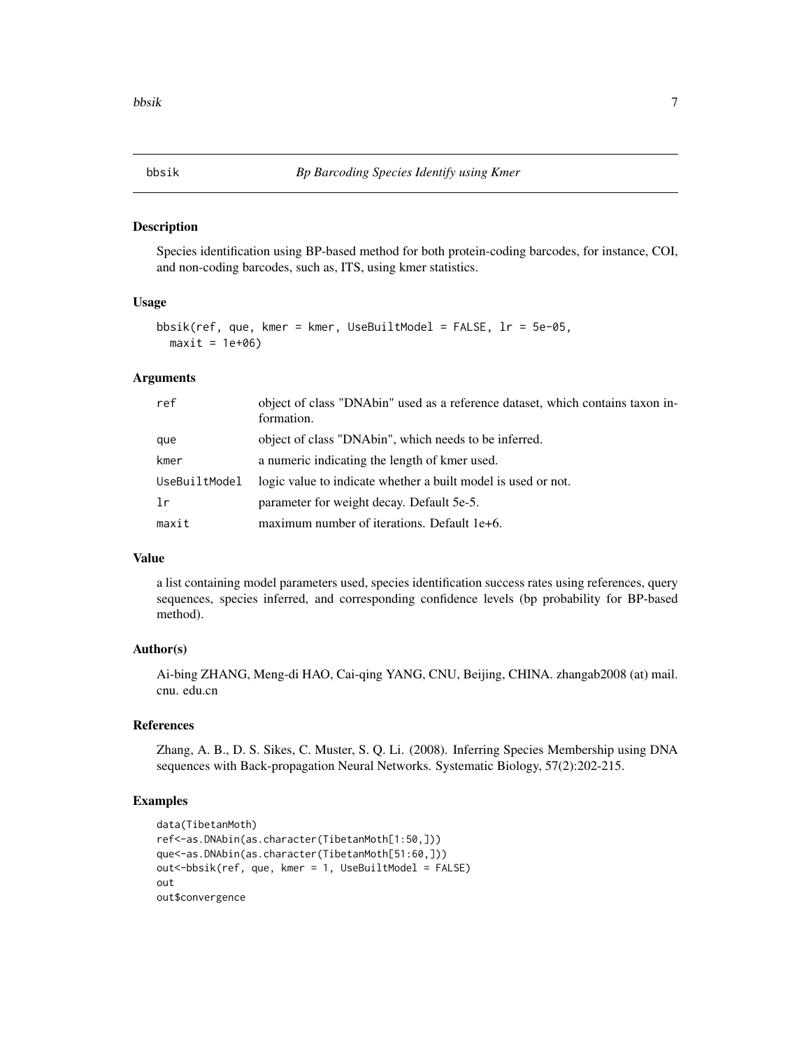## bbsik — *Bp Barcoding Species Identify using Kmer*

### Description

Species identification using BP-based method for both protein-coding barcodes, for instance, COI, and non-coding barcodes, such as, ITS, using kmer statistics.

### Usage

```
bbsik(ref, que, kmer = kmer, UseBuiltModel = FALSE, lr = 5e-05,
  maxit = 1e+06)
```

### Arguments

| | |
|---|---|
| ref | object of class "DNAbin" used as a reference dataset, which contains taxon information. |
| que | object of class "DNAbin", which needs to be inferred. |
| kmer | a numeric indicating the length of kmer used. |
| UseBuiltModel | logic value to indicate whether a built model is used or not. |
| lr | parameter for weight decay. Default 5e-5. |
| maxit | maximum number of iterations. Default 1e+6. |

### Value

a list containing model parameters used, species identification success rates using references, query sequences, species inferred, and corresponding confidence levels (bp probability for BP-based method).

### Author(s)

Ai-bing ZHANG, Meng-di HAO, Cai-qing YANG, CNU, Beijing, CHINA. zhangab2008 (at) mail. cnu. edu.cn

### References

Zhang, A. B., D. S. Sikes, C. Muster, S. Q. Li. (2008). Inferring Species Membership using DNA sequences with Back-propagation Neural Networks. Systematic Biology, 57(2):202-215.

### Examples

```
data(TibetanMoth)
ref<-as.DNAbin(as.character(TibetanMoth[1:50,]))
que<-as.DNAbin(as.character(TibetanMoth[51:60,]))
out<-bbsik(ref, que, kmer = 1, UseBuiltModel = FALSE)
out
out$convergence
```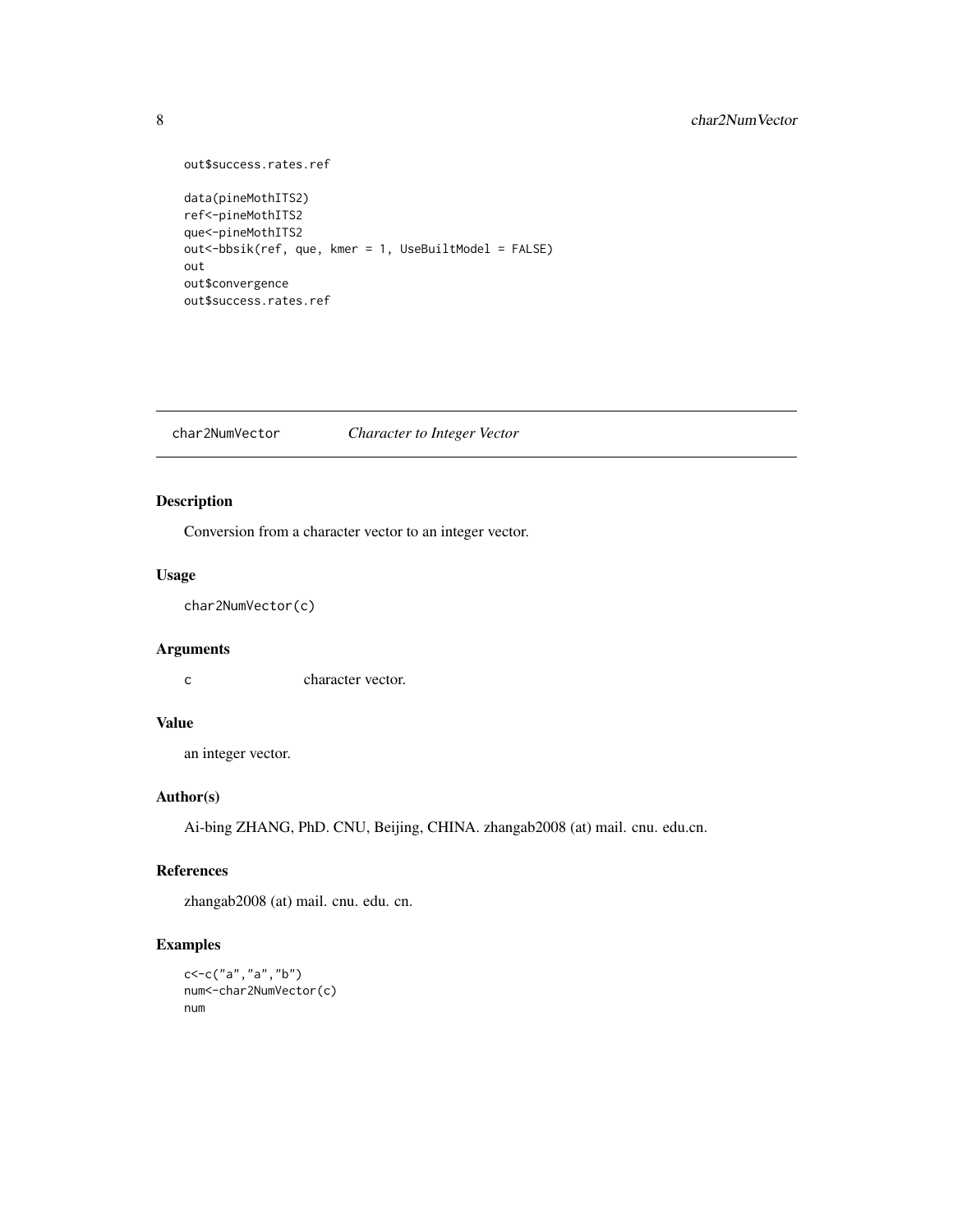```
out$success.rates.ref

data(pineMothITS2)
ref<-pineMothITS2
que<-pineMothITS2
out<-bbsik(ref, que, kmer = 1, UseBuiltModel = FALSE)
out
out$convergence
out$success.rates.ref
```

## char2NumVector &nbsp;&nbsp;&nbsp;&nbsp; *Character to Integer Vector*

### Description

Conversion from a character vector to an integer vector.

### Usage

```
char2NumVector(c)
```

### Arguments

`c` &nbsp;&nbsp;&nbsp;&nbsp; character vector.

### Value

an integer vector.

### Author(s)

Ai-bing ZHANG, PhD. CNU, Beijing, CHINA. zhangab2008 (at) mail. cnu. edu.cn.

### References

zhangab2008 (at) mail. cnu. edu. cn.

### Examples

```
c<-c("a","a","b")
num<-char2NumVector(c)
num
```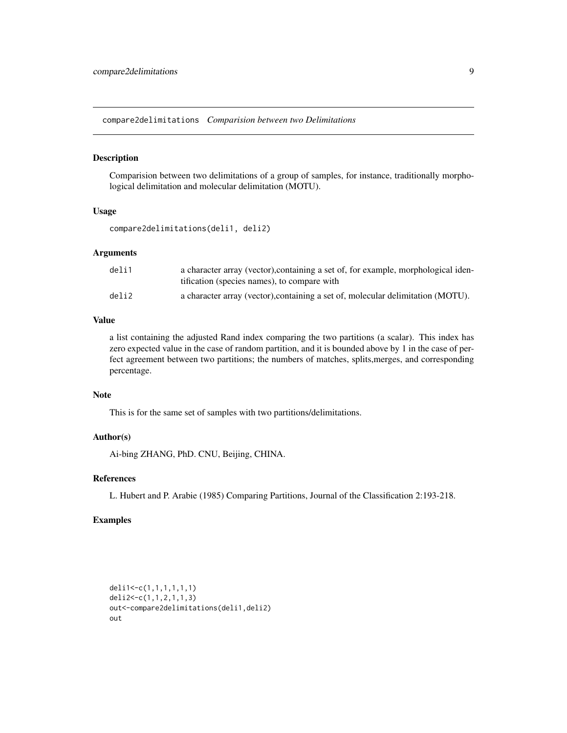## compare2delimitations *Comparision between two Delimitations*

### Description

Comparision between two delimitations of a group of samples, for instance, traditionally morphological delimitation and molecular delimitation (MOTU).

### Usage

```
compare2delimitations(deli1, deli2)
```

### Arguments

| | |
|---|---|
| deli1 | a character array (vector),containing a set of, for example, morphological identification (species names), to compare with |
| deli2 | a character array (vector),containing a set of, molecular delimitation (MOTU). |

### Value

a list containing the adjusted Rand index comparing the two partitions (a scalar). This index has zero expected value in the case of random partition, and it is bounded above by 1 in the case of perfect agreement between two partitions; the numbers of matches, splits,merges, and corresponding percentage.

### Note

This is for the same set of samples with two partitions/delimitations.

### Author(s)

Ai-bing ZHANG, PhD. CNU, Beijing, CHINA.

### References

L. Hubert and P. Arabie (1985) Comparing Partitions, Journal of the Classification 2:193-218.

### Examples

```
deli1<-c(1,1,1,1,1,1)
deli2<-c(1,1,2,1,1,3)
out<-compare2delimitations(deli1,deli2)
out
```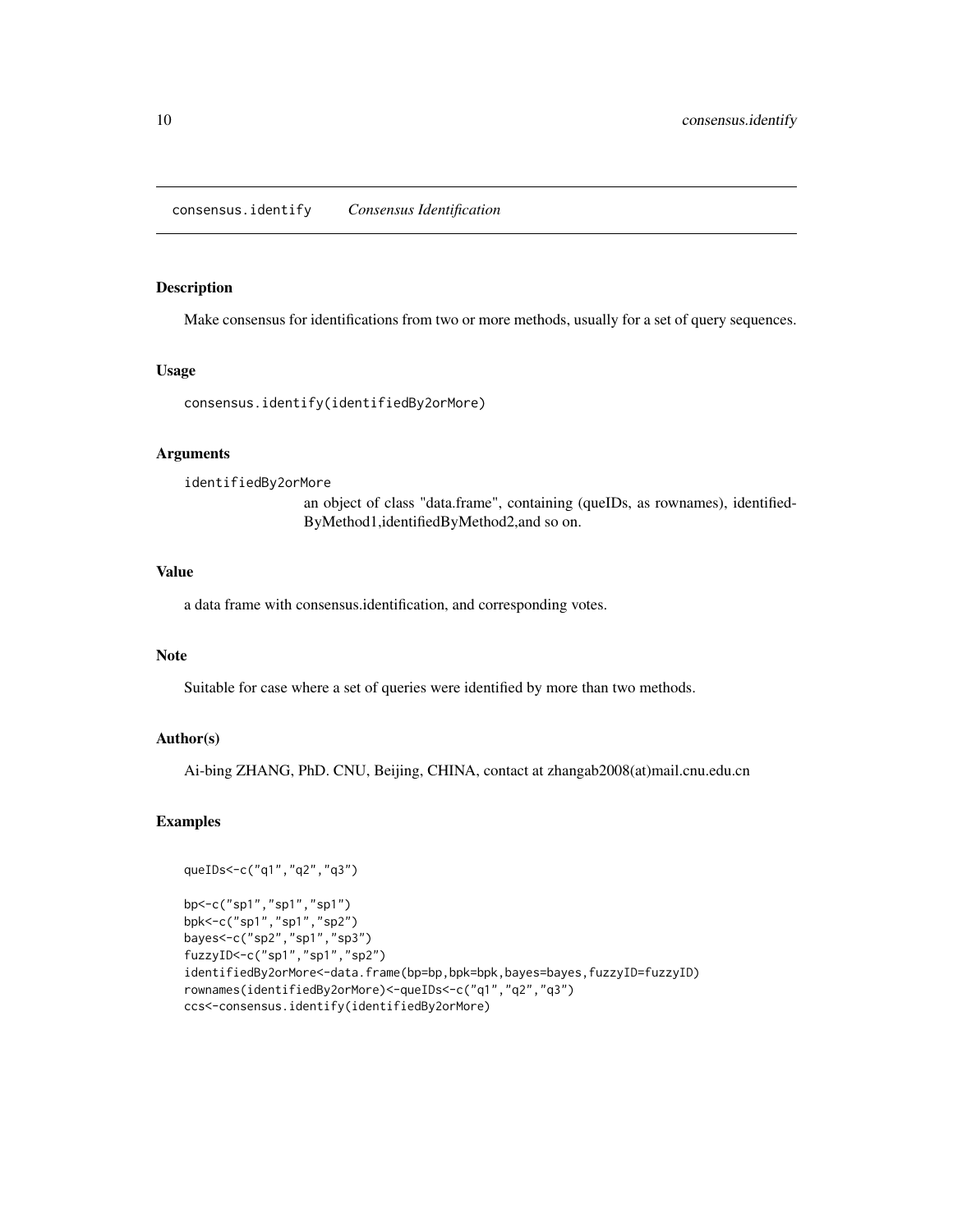# consensus.identify    *Consensus Identification*

## Description

Make consensus for identifications from two or more methods, usually for a set of query sequences.

## Usage

```
consensus.identify(identifiedBy2orMore)
```

## Arguments

`identifiedBy2orMore`
: an object of class "data.frame", containing (queIDs, as rownames), identifiedByMethod1,identifiedByMethod2,and so on.

## Value

a data frame with consensus.identification, and corresponding votes.

## Note

Suitable for case where a set of queries were identified by more than two methods.

## Author(s)

Ai-bing ZHANG, PhD. CNU, Beijing, CHINA, contact at zhangab2008(at)mail.cnu.edu.cn

## Examples

```
queIDs<-c("q1","q2","q3")

bp<-c("sp1","sp1","sp1")
bpk<-c("sp1","sp1","sp2")
bayes<-c("sp2","sp1","sp3")
fuzzyID<-c("sp1","sp1","sp2")
identifiedBy2orMore<-data.frame(bp=bp,bpk=bpk,bayes=bayes,fuzzyID=fuzzyID)
rownames(identifiedBy2orMore)<-queIDs<-c("q1","q2","q3")
ccs<-consensus.identify(identifiedBy2orMore)
```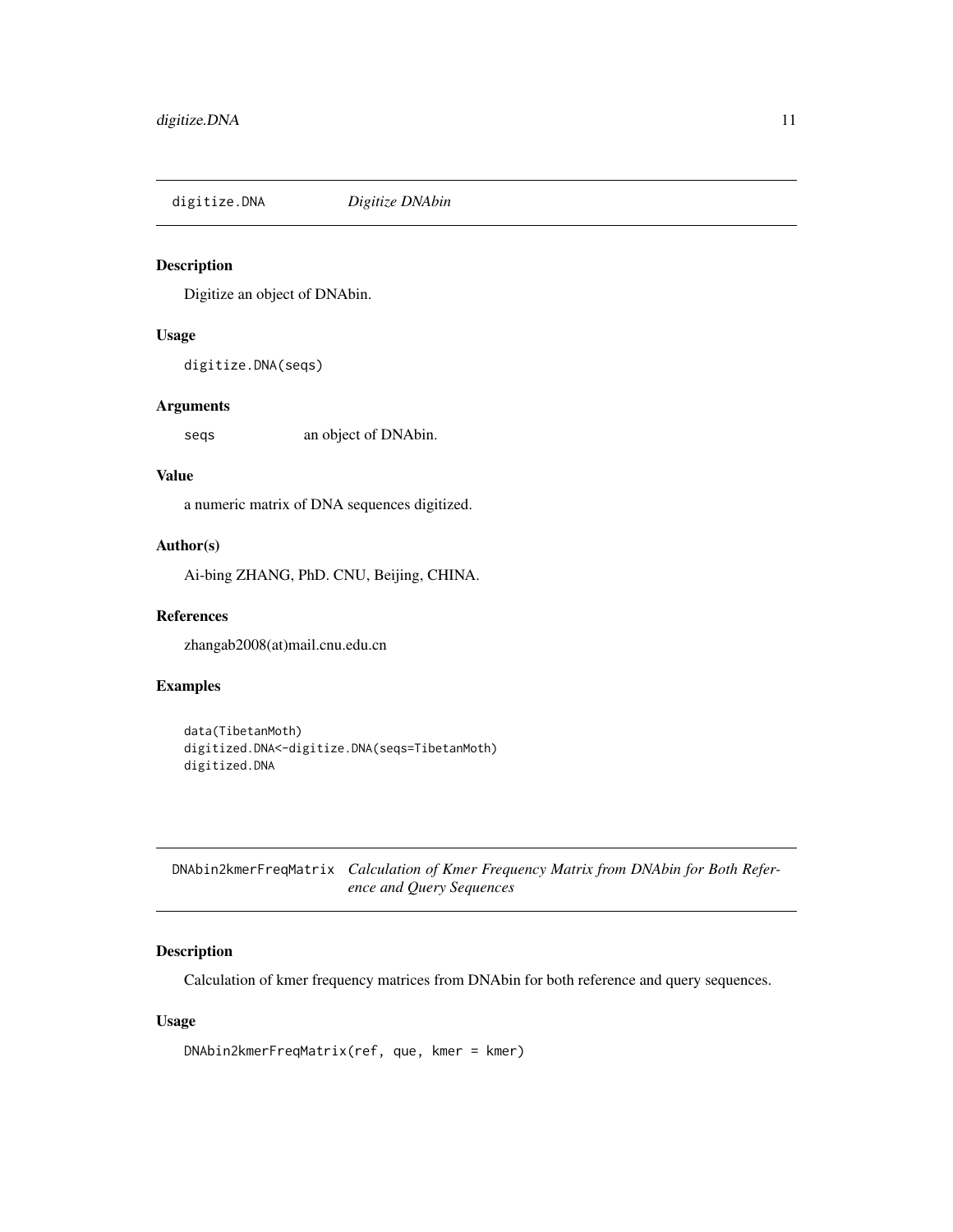## digitize.DNA *Digitize DNAbin*

### Description

Digitize an object of DNAbin.

### Usage

```
digitize.DNA(seqs)
```

### Arguments

seqs    an object of DNAbin.

### Value

a numeric matrix of DNA sequences digitized.

### Author(s)

Ai-bing ZHANG, PhD. CNU, Beijing, CHINA.

### References

zhangab2008(at)mail.cnu.edu.cn

### Examples

```
data(TibetanMoth)
digitized.DNA<-digitize.DNA(seqs=TibetanMoth)
digitized.DNA
```

## DNAbin2kmerFreqMatrix *Calculation of Kmer Frequency Matrix from DNAbin for Both Reference and Query Sequences*

### Description

Calculation of kmer frequency matrices from DNAbin for both reference and query sequences.

### Usage

```
DNAbin2kmerFreqMatrix(ref, que, kmer = kmer)
```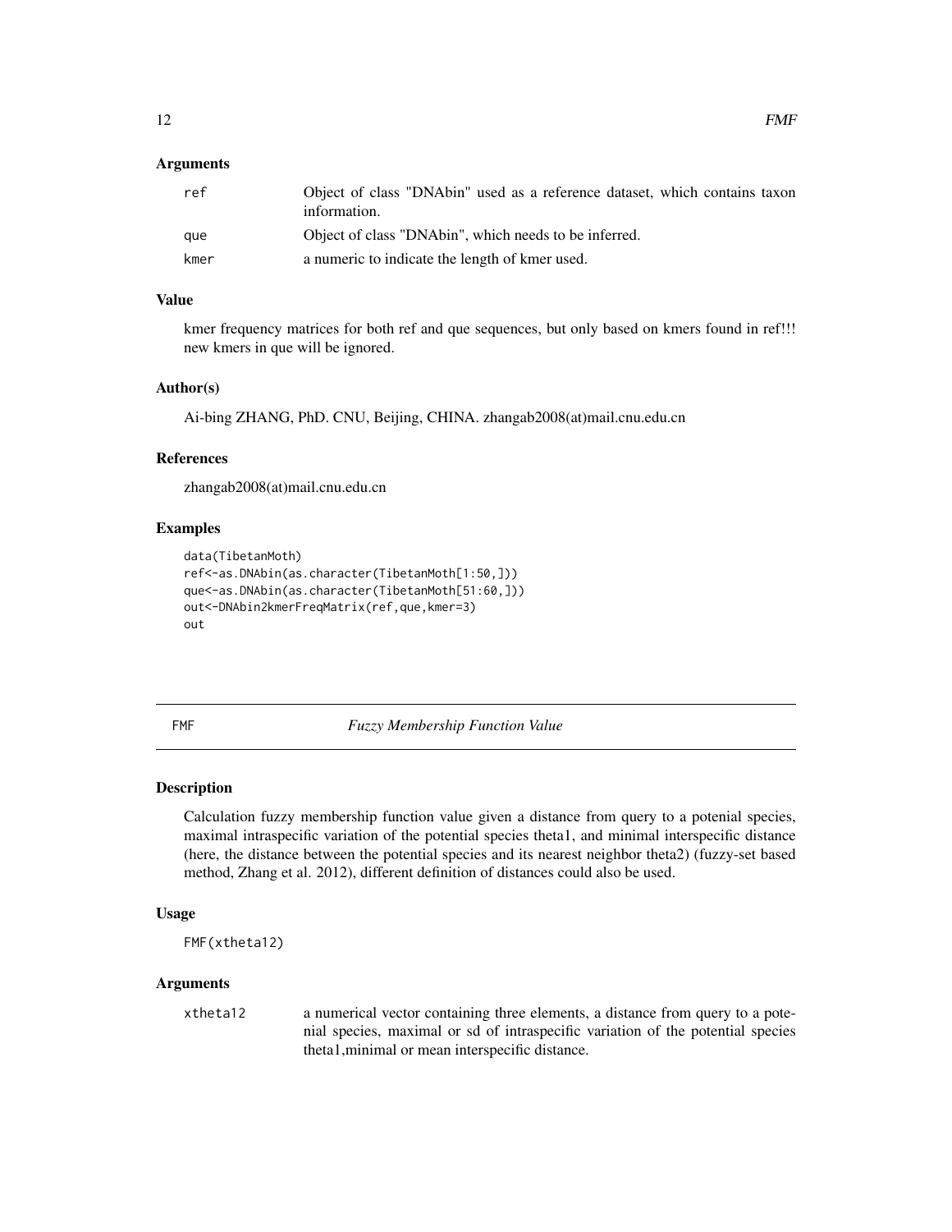### Arguments

| | |
|---|---|
| ref | Object of class "DNAbin" used as a reference dataset, which contains taxon information. |
| que | Object of class "DNAbin", which needs to be inferred. |
| kmer | a numeric to indicate the length of kmer used. |

### Value

kmer frequency matrices for both ref and que sequences, but only based on kmers found in ref!!! new kmers in que will be ignored.

### Author(s)

Ai-bing ZHANG, PhD. CNU, Beijing, CHINA. zhangab2008(at)mail.cnu.edu.cn

### References

zhangab2008(at)mail.cnu.edu.cn

### Examples

```
data(TibetanMoth)
ref<-as.DNAbin(as.character(TibetanMoth[1:50,]))
que<-as.DNAbin(as.character(TibetanMoth[51:60,]))
out<-DNAbin2kmerFreqMatrix(ref,que,kmer=3)
out
```

---

## FMF *Fuzzy Membership Function Value*

### Description

Calculation fuzzy membership function value given a distance from query to a potenial species, maximal intraspecific variation of the potential species theta1, and minimal interspecific distance (here, the distance between the potential species and its nearest neighbor theta2) (fuzzy-set based method, Zhang et al. 2012), different definition of distances could also be used.

### Usage

```
FMF(xtheta12)
```

### Arguments

| | |
|---|---|
| xtheta12 | a numerical vector containing three elements, a distance from query to a potenial species, maximal or sd of intraspecific variation of the potential species theta1,minimal or mean interspecific distance. |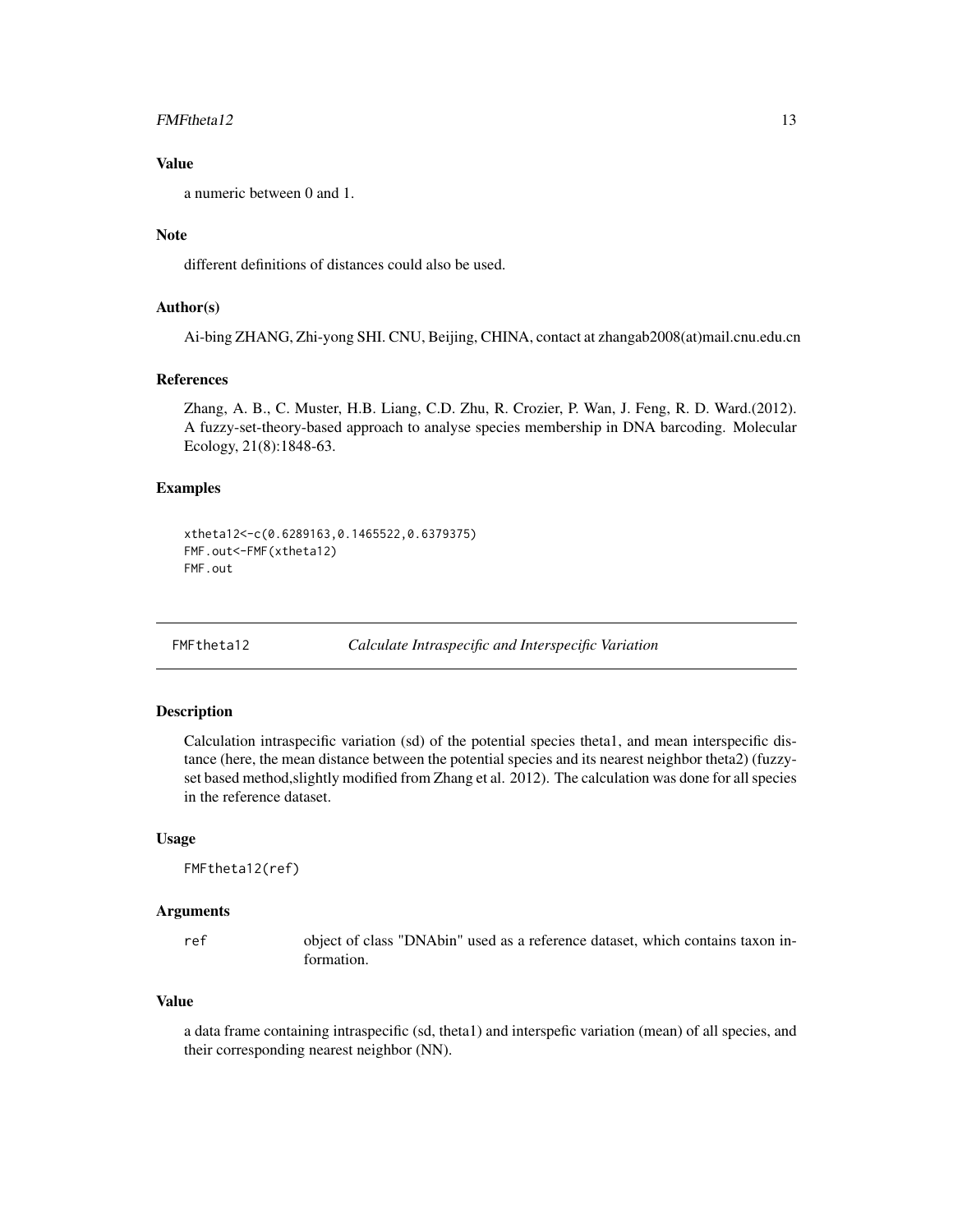### Value

a numeric between 0 and 1.

### Note

different definitions of distances could also be used.

### Author(s)

Ai-bing ZHANG, Zhi-yong SHI. CNU, Beijing, CHINA, contact at zhangab2008(at)mail.cnu.edu.cn

### References

Zhang, A. B., C. Muster, H.B. Liang, C.D. Zhu, R. Crozier, P. Wan, J. Feng, R. D. Ward.(2012). A fuzzy-set-theory-based approach to analyse species membership in DNA barcoding. Molecular Ecology, 21(8):1848-63.

### Examples

```
xtheta12<-c(0.6289163,0.1465522,0.6379375)
FMF.out<-FMF(xtheta12)
FMF.out
```

---

## FMFtheta12 — *Calculate Intraspecific and Interspecific Variation*

### Description

Calculation intraspecific variation (sd) of the potential species theta1, and mean interspecific distance (here, the mean distance between the potential species and its nearest neighbor theta2) (fuzzy-set based method,slightly modified from Zhang et al. 2012). The calculation was done for all species in the reference dataset.

### Usage

```
FMFtheta12(ref)
```

### Arguments

| | |
|---|---|
| ref | object of class "DNAbin" used as a reference dataset, which contains taxon information. |

### Value

a data frame containing intraspecific (sd, theta1) and interspefic variation (mean) of all species, and their corresponding nearest neighbor (NN).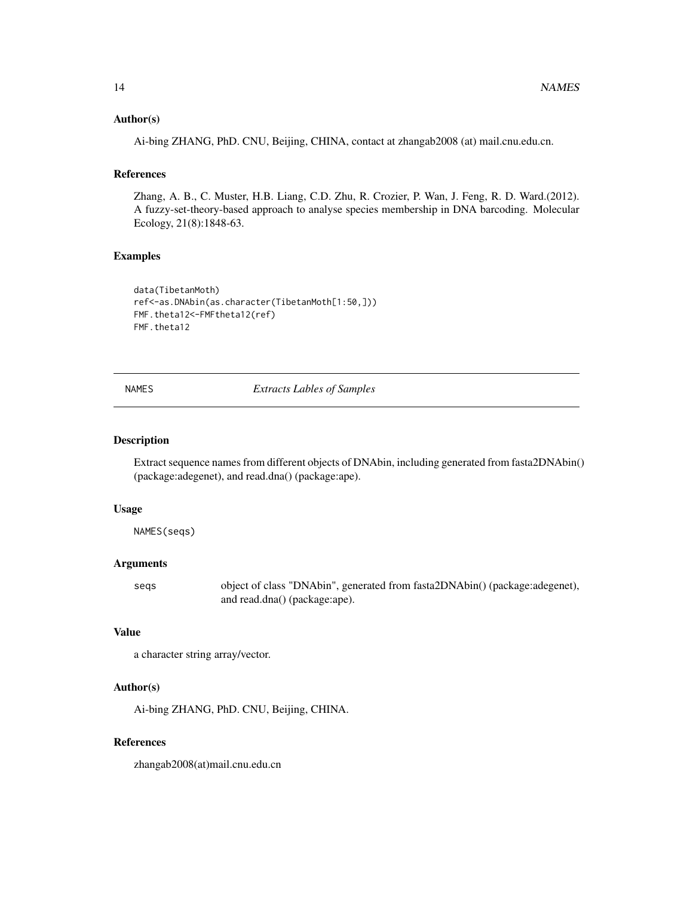### Author(s)

Ai-bing ZHANG, PhD. CNU, Beijing, CHINA, contact at zhangab2008 (at) mail.cnu.edu.cn.

### References

Zhang, A. B., C. Muster, H.B. Liang, C.D. Zhu, R. Crozier, P. Wan, J. Feng, R. D. Ward.(2012). A fuzzy-set-theory-based approach to analyse species membership in DNA barcoding. Molecular Ecology, 21(8):1848-63.

### Examples

```
data(TibetanMoth)
ref<-as.DNAbin(as.character(TibetanMoth[1:50,]))
FMF.theta12<-FMFtheta12(ref)
FMF.theta12
```

---

## NAMES &emsp; *Extracts Lables of Samples*

---

### Description

Extract sequence names from different objects of DNAbin, including generated from fasta2DNAbin() (package:adegenet), and read.dna() (package:ape).

### Usage

```
NAMES(seqs)
```

### Arguments

| | |
|---|---|
| `seqs` | object of class "DNAbin", generated from fasta2DNAbin() (package:adegenet), and read.dna() (package:ape). |

### Value

a character string array/vector.

### Author(s)

Ai-bing ZHANG, PhD. CNU, Beijing, CHINA.

### References

zhangab2008(at)mail.cnu.edu.cn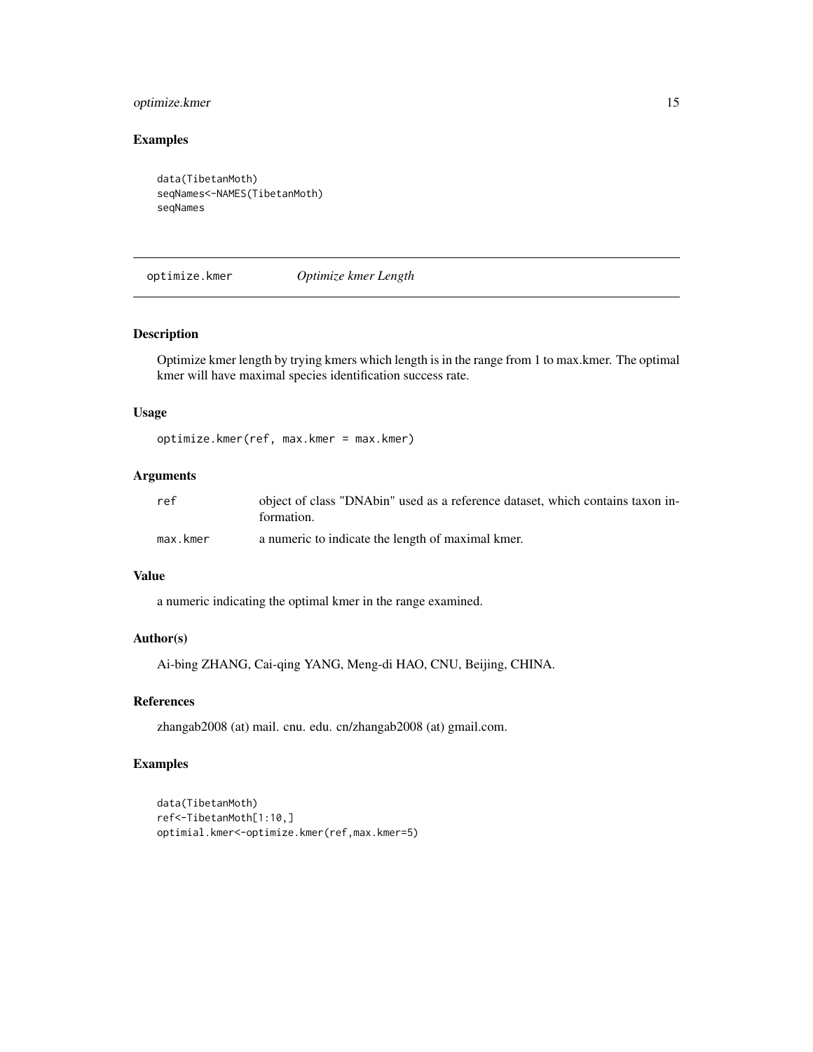## Examples

```
data(TibetanMoth)
seqNames<-NAMES(TibetanMoth)
seqNames
```

---

## optimize.kmer — *Optimize kmer Length*

---

### Description

Optimize kmer length by trying kmers which length is in the range from 1 to max.kmer. The optimal kmer will have maximal species identification success rate.

### Usage

```
optimize.kmer(ref, max.kmer = max.kmer)
```

### Arguments

| | |
|---|---|
| ref | object of class "DNAbin" used as a reference dataset, which contains taxon information. |
| max.kmer | a numeric to indicate the length of maximal kmer. |

### Value

a numeric indicating the optimal kmer in the range examined.

### Author(s)

Ai-bing ZHANG, Cai-qing YANG, Meng-di HAO, CNU, Beijing, CHINA.

### References

zhangab2008 (at) mail. cnu. edu. cn/zhangab2008 (at) gmail.com.

### Examples

```
data(TibetanMoth)
ref<-TibetanMoth[1:10,]
optimial.kmer<-optimize.kmer(ref,max.kmer=5)
```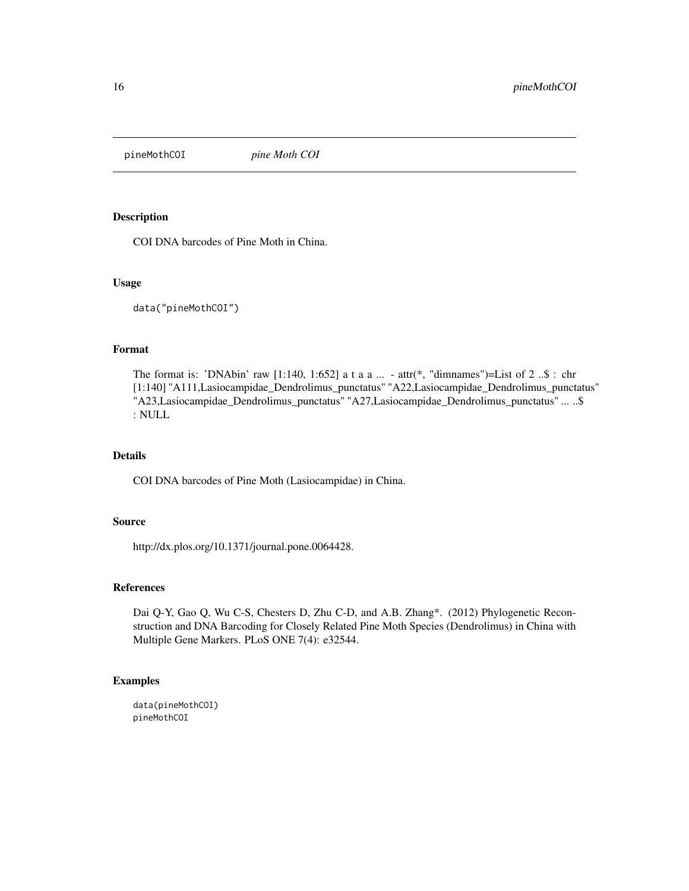pineMothCOI *pine Moth COI*

## Description

COI DNA barcodes of Pine Moth in China.

## Usage

```
data("pineMothCOI")
```

## Format

The format is: 'DNAbin' raw [1:140, 1:652] a t a a ... - attr(*, "dimnames")=List of 2 ..$ : chr [1:140] "A111,Lasiocampidae_Dendrolimus_punctatus" "A22,Lasiocampidae_Dendrolimus_punctatus" "A23,Lasiocampidae_Dendrolimus_punctatus" "A27,Lasiocampidae_Dendrolimus_punctatus" ... ..$ : NULL

## Details

COI DNA barcodes of Pine Moth (Lasiocampidae) in China.

## Source

http://dx.plos.org/10.1371/journal.pone.0064428.

## References

Dai Q-Y, Gao Q, Wu C-S, Chesters D, Zhu C-D, and A.B. Zhang*. (2012) Phylogenetic Reconstruction and DNA Barcoding for Closely Related Pine Moth Species (Dendrolimus) in China with Multiple Gene Markers. PLoS ONE 7(4): e32544.

## Examples

```
data(pineMothCOI)
pineMothCOI
```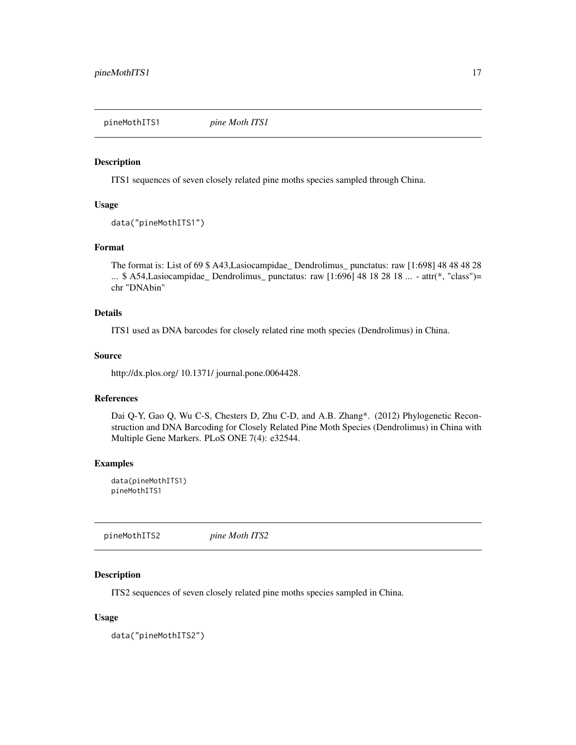## pineMothITS1 — *pine Moth ITS1*

### Description

ITS1 sequences of seven closely related pine moths species sampled through China.

### Usage

```
data("pineMothITS1")
```

### Format

The format is: List of 69 $ A43,Lasiocampidae_ Dendrolimus_ punctatus: raw [1:698] 48 48 48 28 ... $ A54,Lasiocampidae_ Dendrolimus_ punctatus: raw [1:696] 48 18 28 18 ... - attr(*, "class")= chr "DNAbin"

### Details

ITS1 used as DNA barcodes for closely related rine moth species (Dendrolimus) in China.

### Source

http://dx.plos.org/ 10.1371/ journal.pone.0064428.

### References

Dai Q-Y, Gao Q, Wu C-S, Chesters D, Zhu C-D, and A.B. Zhang*. (2012) Phylogenetic Reconstruction and DNA Barcoding for Closely Related Pine Moth Species (Dendrolimus) in China with Multiple Gene Markers. PLoS ONE 7(4): e32544.

### Examples

```
data(pineMothITS1)
pineMothITS1
```

## pineMothITS2 — *pine Moth ITS2*

### Description

ITS2 sequences of seven closely related pine moths species sampled in China.

### Usage

```
data("pineMothITS2")
```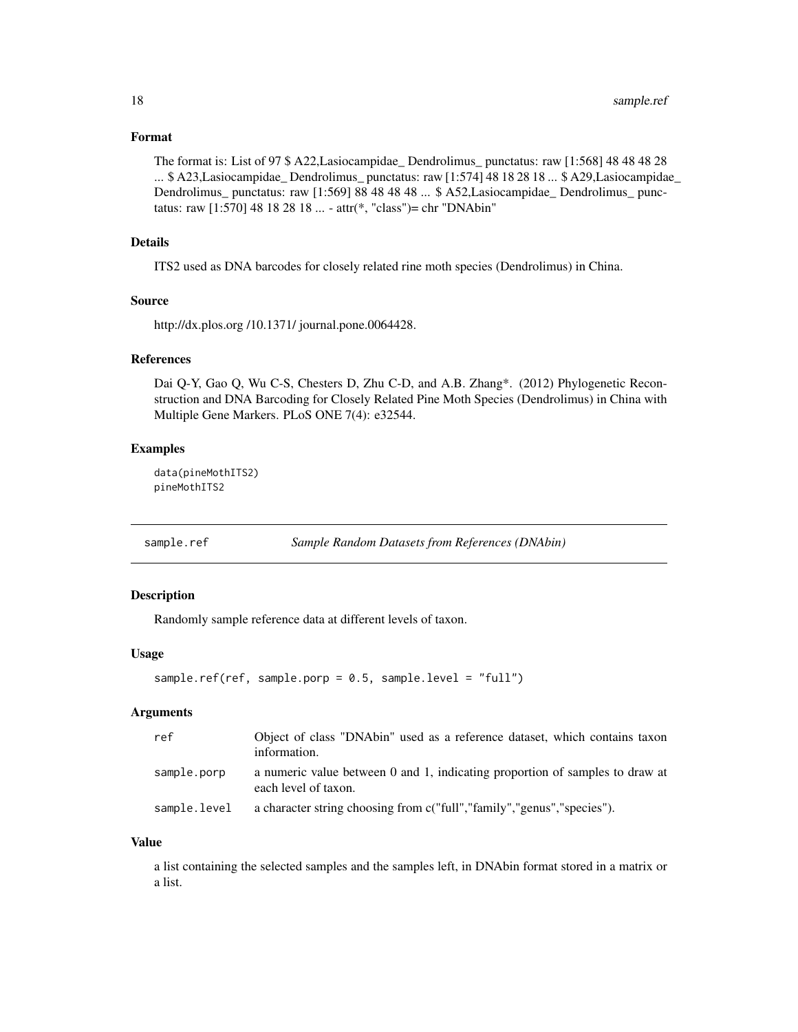### Format

The format is: List of 97 $ A22,Lasiocampidae_ Dendrolimus_ punctatus: raw [1:568] 48 48 48 28 ... $ A23,Lasiocampidae_ Dendrolimus_ punctatus: raw [1:574] 48 18 28 18 ... $ A29,Lasiocampidae_ Dendrolimus_ punctatus: raw [1:569] 88 48 48 48 ... $ A52,Lasiocampidae_ Dendrolimus_ punctatus: raw [1:570] 48 18 28 18 ... - attr(*, "class")= chr "DNAbin"

### Details

ITS2 used as DNA barcodes for closely related rine moth species (Dendrolimus) in China.

### Source

http://dx.plos.org /10.1371/ journal.pone.0064428.

### References

Dai Q-Y, Gao Q, Wu C-S, Chesters D, Zhu C-D, and A.B. Zhang*. (2012) Phylogenetic Reconstruction and DNA Barcoding for Closely Related Pine Moth Species (Dendrolimus) in China with Multiple Gene Markers. PLoS ONE 7(4): e32544.

### Examples

```
data(pineMothITS2)
pineMothITS2
```

---

## sample.ref — *Sample Random Datasets from References (DNAbin)*

### Description

Randomly sample reference data at different levels of taxon.

### Usage

```
sample.ref(ref, sample.porp = 0.5, sample.level = "full")
```

### Arguments

| | |
|---|---|
| ref | Object of class "DNAbin" used as a reference dataset, which contains taxon information. |
| sample.porp | a numeric value between 0 and 1, indicating proportion of samples to draw at each level of taxon. |
| sample.level | a character string choosing from c("full","family","genus","species"). |

### Value

a list containing the selected samples and the samples left, in DNAbin format stored in a matrix or a list.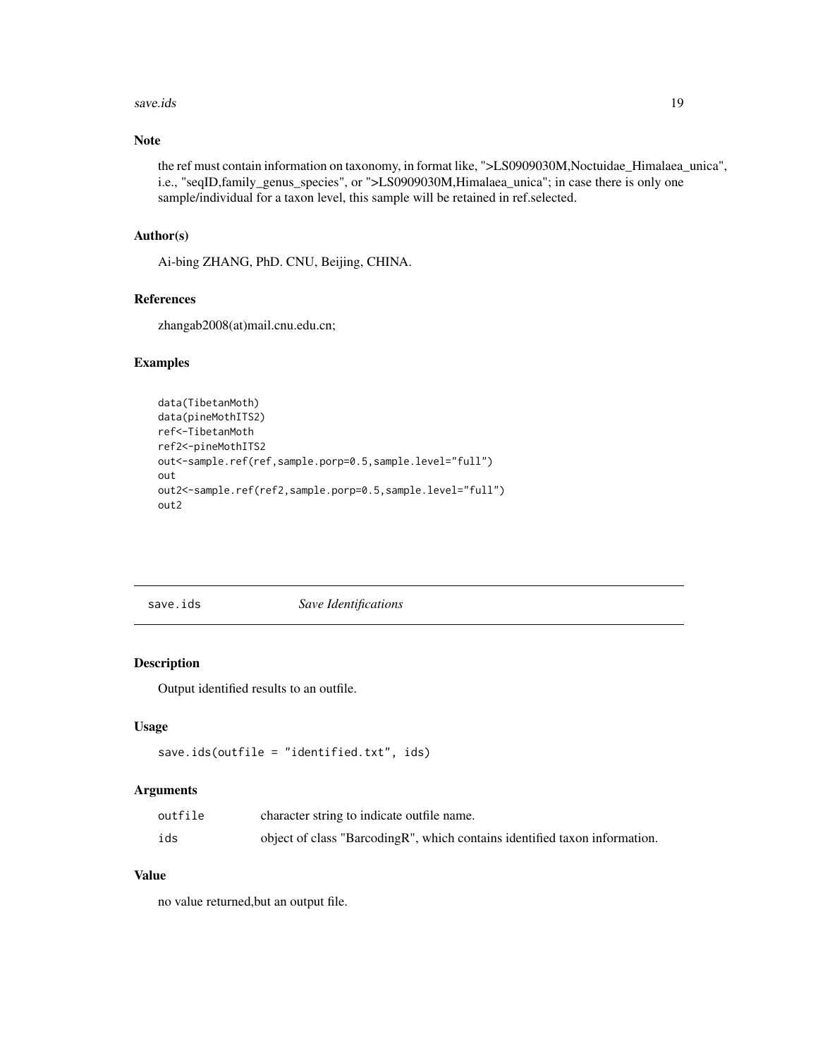### Note

the ref must contain information on taxonomy, in format like, ">LS0909030M,Noctuidae_Himalaea_unica", i.e., "seqID,family_genus_species", or ">LS0909030M,Himalaea_unica"; in case there is only one sample/individual for a taxon level, this sample will be retained in ref.selected.

### Author(s)

Ai-bing ZHANG, PhD. CNU, Beijing, CHINA.

### References

zhangab2008(at)mail.cnu.edu.cn;

### Examples

```
data(TibetanMoth)
data(pineMothITS2)
ref<-TibetanMoth
ref2<-pineMothITS2
out<-sample.ref(ref,sample.porp=0.5,sample.level="full")
out
out2<-sample.ref(ref2,sample.porp=0.5,sample.level="full")
out2
```

---

## save.ids *Save Identifications*

### Description

Output identified results to an outfile.

### Usage

```
save.ids(outfile = "identified.txt", ids)
```

### Arguments

| | |
|---|---|
| outfile | character string to indicate outfile name. |
| ids | object of class "BarcodingR", which contains identified taxon information. |

### Value

no value returned,but an output file.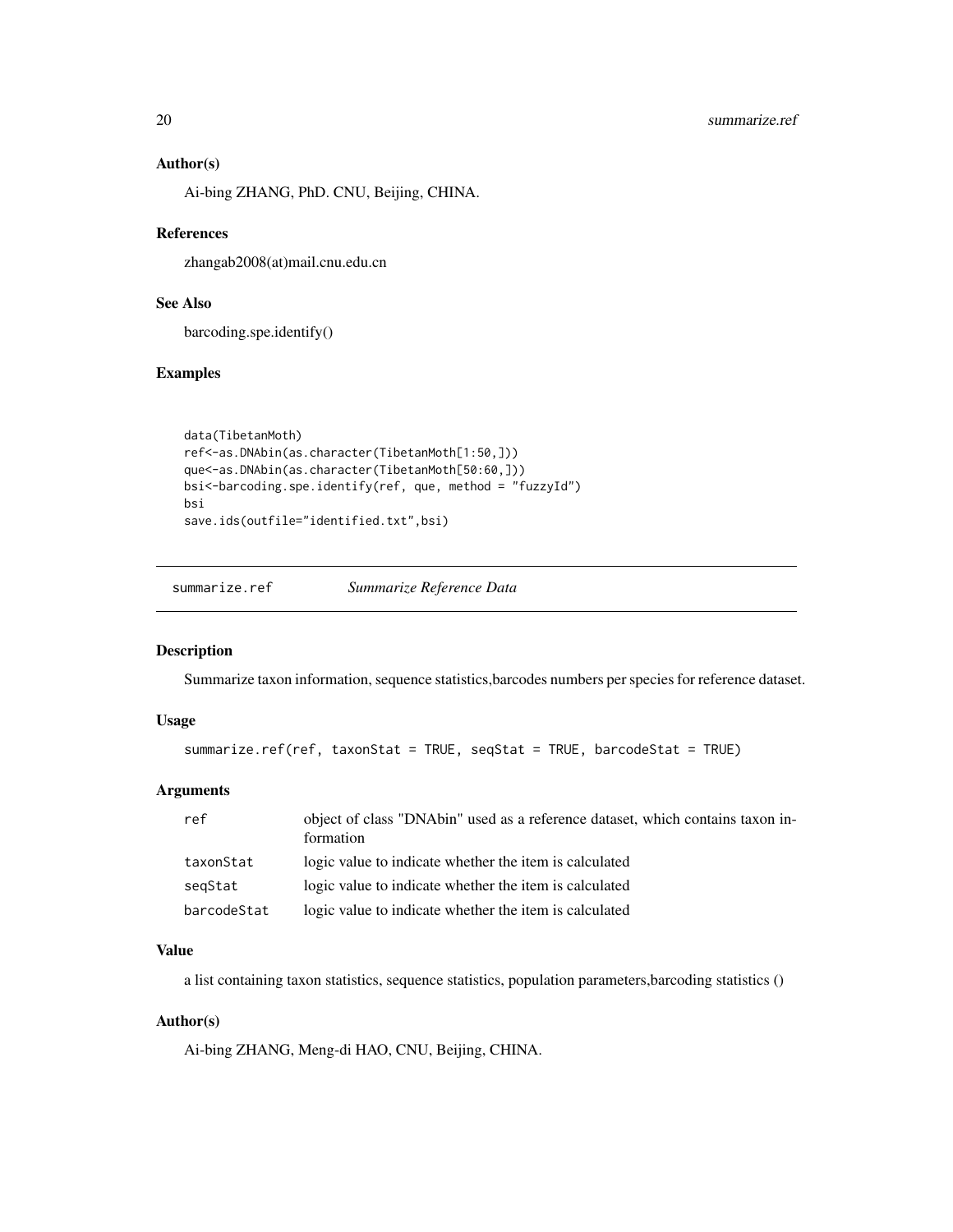### Author(s)

Ai-bing ZHANG, PhD. CNU, Beijing, CHINA.

### References

zhangab2008(at)mail.cnu.edu.cn

### See Also

barcoding.spe.identify()

### Examples

```
data(TibetanMoth)
ref<-as.DNAbin(as.character(TibetanMoth[1:50,]))
que<-as.DNAbin(as.character(TibetanMoth[50:60,]))
bsi<-barcoding.spe.identify(ref, que, method = "fuzzyId")
bsi
save.ids(outfile="identified.txt",bsi)
```

---

## summarize.ref *Summarize Reference Data*

### Description

Summarize taxon information, sequence statistics,barcodes numbers per species for reference dataset.

### Usage

```
summarize.ref(ref, taxonStat = TRUE, seqStat = TRUE, barcodeStat = TRUE)
```

### Arguments

| | |
|---|---|
| ref | object of class "DNAbin" used as a reference dataset, which contains taxon information |
| taxonStat | logic value to indicate whether the item is calculated |
| seqStat | logic value to indicate whether the item is calculated |
| barcodeStat | logic value to indicate whether the item is calculated |

### Value

a list containing taxon statistics, sequence statistics, population parameters,barcoding statistics ()

### Author(s)

Ai-bing ZHANG, Meng-di HAO, CNU, Beijing, CHINA.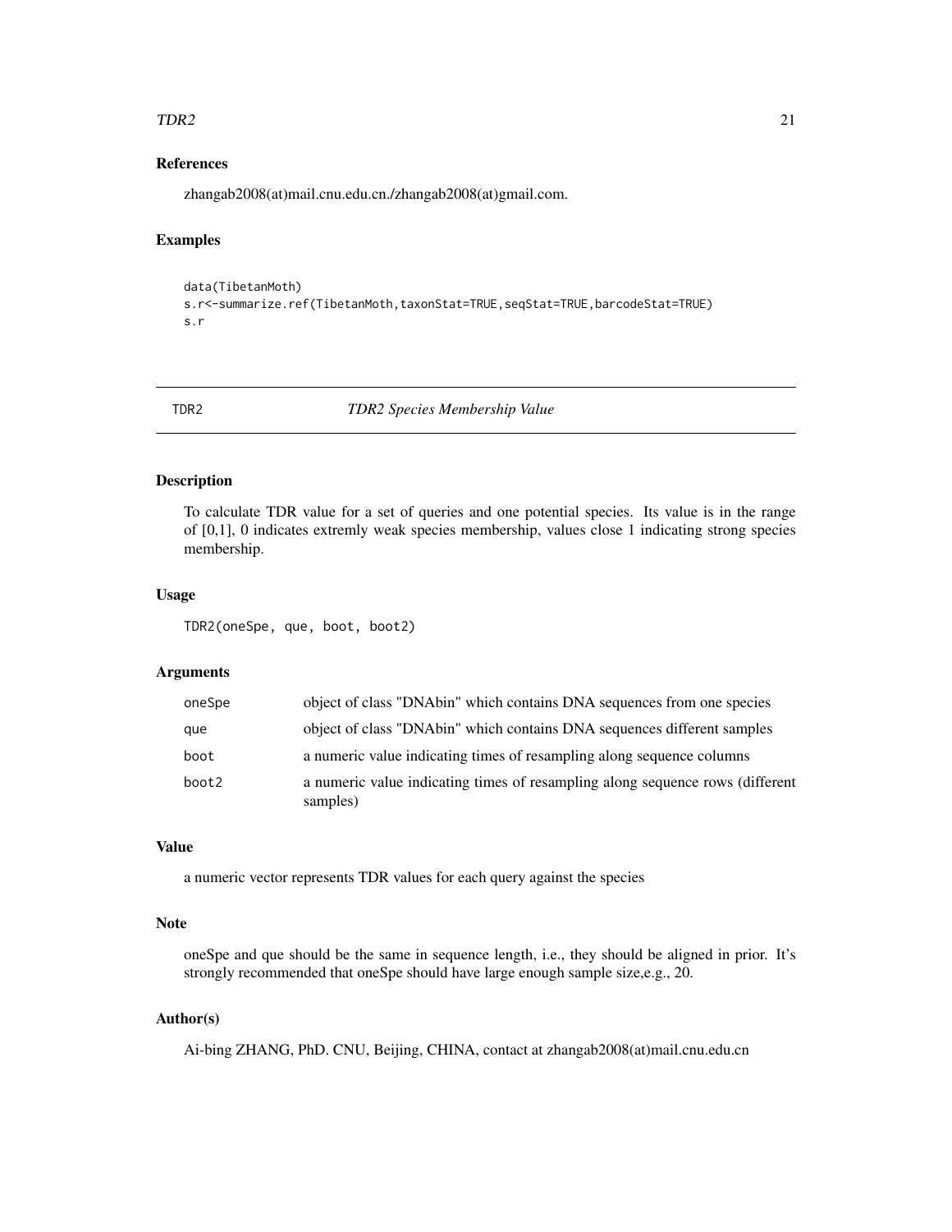### References

zhangab2008(at)mail.cnu.edu.cn./zhangab2008(at)gmail.com.

### Examples

```
data(TibetanMoth)
s.r<-summarize.ref(TibetanMoth,taxonStat=TRUE,seqStat=TRUE,barcodeStat=TRUE)
s.r
```

---

## TDR2 — *TDR2 Species Membership Value*

---

### Description

To calculate TDR value for a set of queries and one potential species. Its value is in the range of [0,1], 0 indicates extremly weak species membership, values close 1 indicating strong species membership.

### Usage

```
TDR2(oneSpe, que, boot, boot2)
```

### Arguments

| | |
|---|---|
| oneSpe | object of class "DNAbin" which contains DNA sequences from one species |
| que | object of class "DNAbin" which contains DNA sequences different samples |
| boot | a numeric value indicating times of resampling along sequence columns |
| boot2 | a numeric value indicating times of resampling along sequence rows (different samples) |

### Value

a numeric vector represents TDR values for each query against the species

### Note

oneSpe and que should be the same in sequence length, i.e., they should be aligned in prior. It's strongly recommended that oneSpe should have large enough sample size,e.g., 20.

### Author(s)

Ai-bing ZHANG, PhD. CNU, Beijing, CHINA, contact at zhangab2008(at)mail.cnu.edu.cn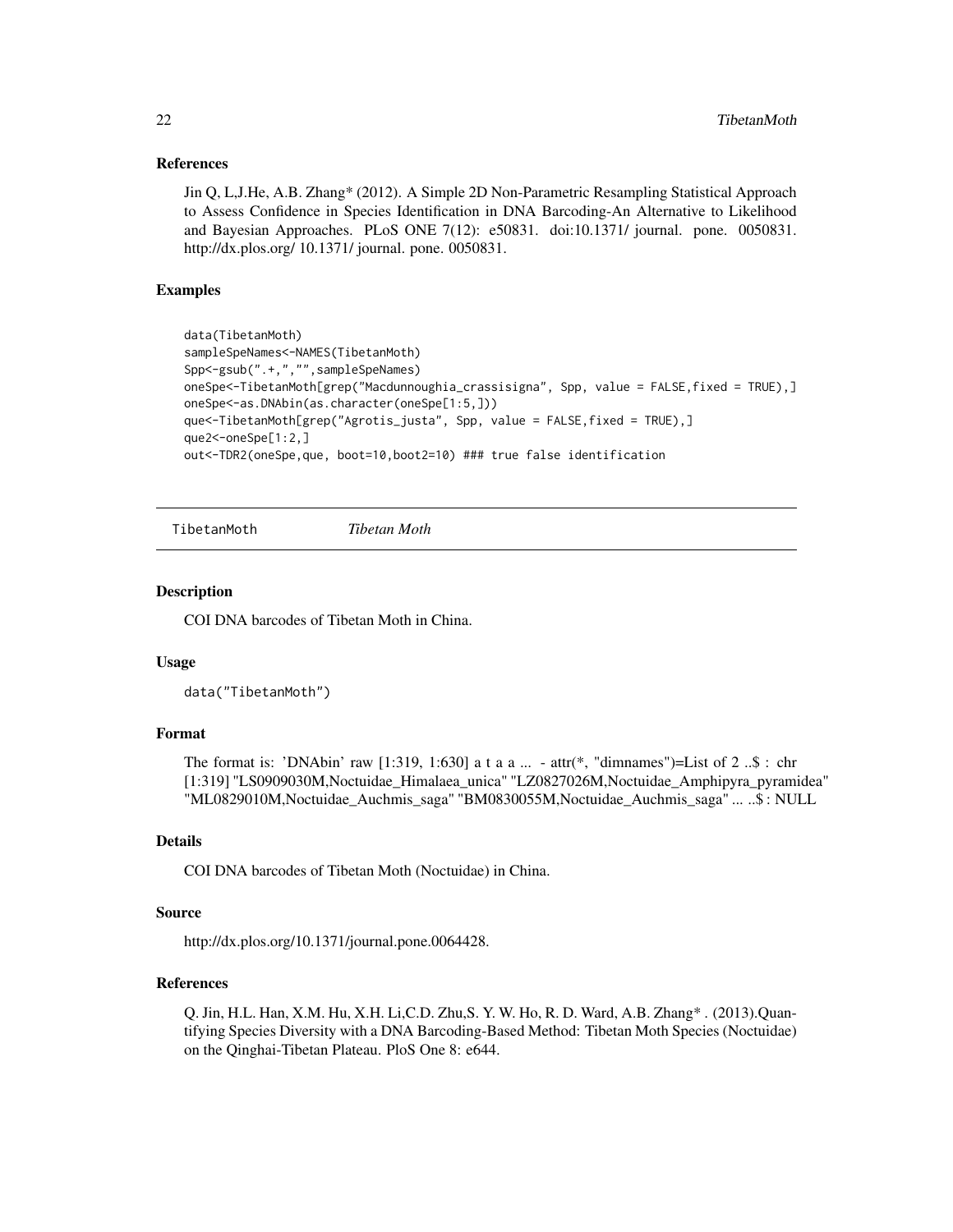### References

Jin Q, L,J.He, A.B. Zhang* (2012). A Simple 2D Non-Parametric Resampling Statistical Approach to Assess Confidence in Species Identification in DNA Barcoding-An Alternative to Likelihood and Bayesian Approaches. PLoS ONE 7(12): e50831. doi:10.1371/ journal. pone. 0050831. http://dx.plos.org/ 10.1371/ journal. pone. 0050831.

### Examples

```
data(TibetanMoth)
sampleSpeNames<-NAMES(TibetanMoth)
Spp<-gsub(".+,","",sampleSpeNames)
oneSpe<-TibetanMoth[grep("Macdunnoughia_crassisigna", Spp, value = FALSE,fixed = TRUE),]
oneSpe<-as.DNAbin(as.character(oneSpe[1:5,]))
que<-TibetanMoth[grep("Agrotis_justa", Spp, value = FALSE,fixed = TRUE),]
que2<-oneSpe[1:2,]
out<-TDR2(oneSpe,que, boot=10,boot2=10) ### true false identification
```

---

## TibetanMoth *Tibetan Moth*

---

### Description

COI DNA barcodes of Tibetan Moth in China.

### Usage

```
data("TibetanMoth")
```

### Format

The format is: 'DNAbin' raw [1:319, 1:630] a t a a ... - attr(*, "dimnames")=List of 2 ..$ : chr [1:319] "LS0909030M,Noctuidae_Himalaea_unica" "LZ0827026M,Noctuidae_Amphipyra_pyramidea" "ML0829010M,Noctuidae_Auchmis_saga" "BM0830055M,Noctuidae_Auchmis_saga" ... ..$ : NULL

### Details

COI DNA barcodes of Tibetan Moth (Noctuidae) in China.

### Source

http://dx.plos.org/10.1371/journal.pone.0064428.

### References

Q. Jin, H.L. Han, X.M. Hu, X.H. Li,C.D. Zhu,S. Y. W. Ho, R. D. Ward, A.B. Zhang* . (2013).Quantifying Species Diversity with a DNA Barcoding-Based Method: Tibetan Moth Species (Noctuidae) on the Qinghai-Tibetan Plateau. PloS One 8: e644.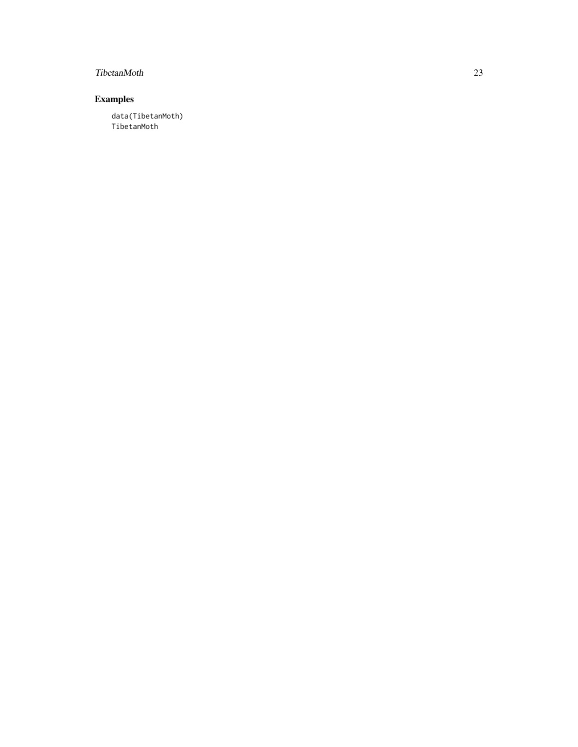## Examples

```
data(TibetanMoth)
TibetanMoth
```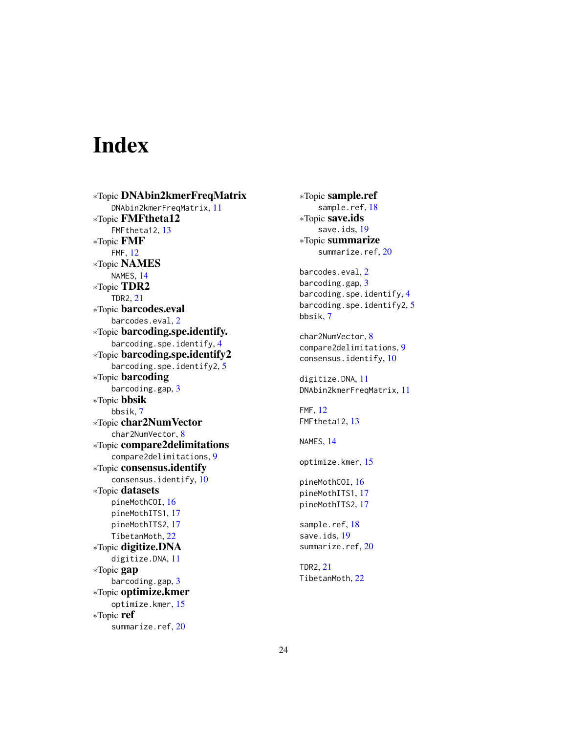# Index

∗Topic **DNAbin2kmerFreqMatrix**
    DNAbin2kmerFreqMatrix, 11
∗Topic **FMFtheta12**
    FMFtheta12, 13
∗Topic **FMF**
    FMF, 12
∗Topic **NAMES**
    NAMES, 14
∗Topic **TDR2**
    TDR2, 21
∗Topic **barcodes.eval**
    barcodes.eval, 2
∗Topic **barcoding.spe.identify.**
    barcoding.spe.identify, 4
∗Topic **barcoding.spe.identify2**
    barcoding.spe.identify2, 5
∗Topic **barcoding**
    barcoding.gap, 3
∗Topic **bbsik**
    bbsik, 7
∗Topic **char2NumVector**
    char2NumVector, 8
∗Topic **compare2delimitations**
    compare2delimitations, 9
∗Topic **consensus.identify**
    consensus.identify, 10
∗Topic **datasets**
    pineMothCOI, 16
    pineMothITS1, 17
    pineMothITS2, 17
    TibetanMoth, 22
∗Topic **digitize.DNA**
    digitize.DNA, 11
∗Topic **gap**
    barcoding.gap, 3
∗Topic **optimize.kmer**
    optimize.kmer, 15
∗Topic **ref**
    summarize.ref, 20
∗Topic **sample.ref**
    sample.ref, 18
∗Topic **save.ids**
    save.ids, 19
∗Topic **summarize**
    summarize.ref, 20

barcodes.eval, 2
barcoding.gap, 3
barcoding.spe.identify, 4
barcoding.spe.identify2, 5
bbsik, 7

char2NumVector, 8
compare2delimitations, 9
consensus.identify, 10

digitize.DNA, 11
DNAbin2kmerFreqMatrix, 11

FMF, 12
FMFtheta12, 13

NAMES, 14

optimize.kmer, 15

pineMothCOI, 16
pineMothITS1, 17
pineMothITS2, 17

sample.ref, 18
save.ids, 19
summarize.ref, 20

TDR2, 21
TibetanMoth, 22